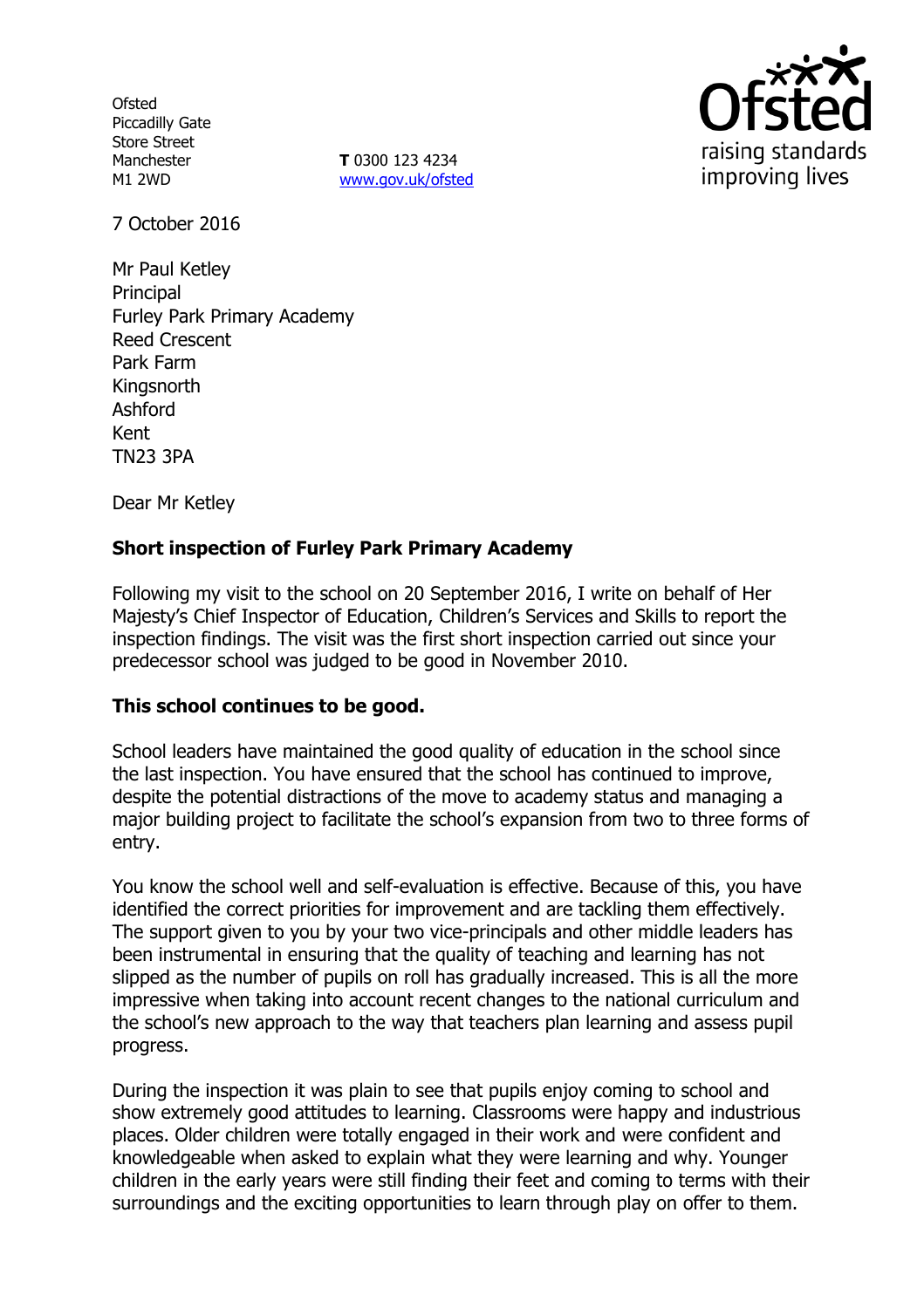Ofsted
Piccadilly Gate
Store Street
Manchester
M1 2WD

**T** 0300 123 4234
www.gov.uk/ofsted

7 October 2016

Mr Paul Ketley
Principal
Furley Park Primary Academy
Reed Crescent
Park Farm
Kingsnorth
Ashford
Kent
TN23 3PA

Dear Mr Ketley

**Short inspection of Furley Park Primary Academy**

Following my visit to the school on 20 September 2016, I write on behalf of Her Majesty's Chief Inspector of Education, Children's Services and Skills to report the inspection findings. The visit was the first short inspection carried out since your predecessor school was judged to be good in November 2010.

**This school continues to be good.**

School leaders have maintained the good quality of education in the school since the last inspection. You have ensured that the school has continued to improve, despite the potential distractions of the move to academy status and managing a major building project to facilitate the school's expansion from two to three forms of entry.

You know the school well and self-evaluation is effective. Because of this, you have identified the correct priorities for improvement and are tackling them effectively. The support given to you by your two vice-principals and other middle leaders has been instrumental in ensuring that the quality of teaching and learning has not slipped as the number of pupils on roll has gradually increased. This is all the more impressive when taking into account recent changes to the national curriculum and the school's new approach to the way that teachers plan learning and assess pupil progress.

During the inspection it was plain to see that pupils enjoy coming to school and show extremely good attitudes to learning. Classrooms were happy and industrious places. Older children were totally engaged in their work and were confident and knowledgeable when asked to explain what they were learning and why. Younger children in the early years were still finding their feet and coming to terms with their surroundings and the exciting opportunities to learn through play on offer to them.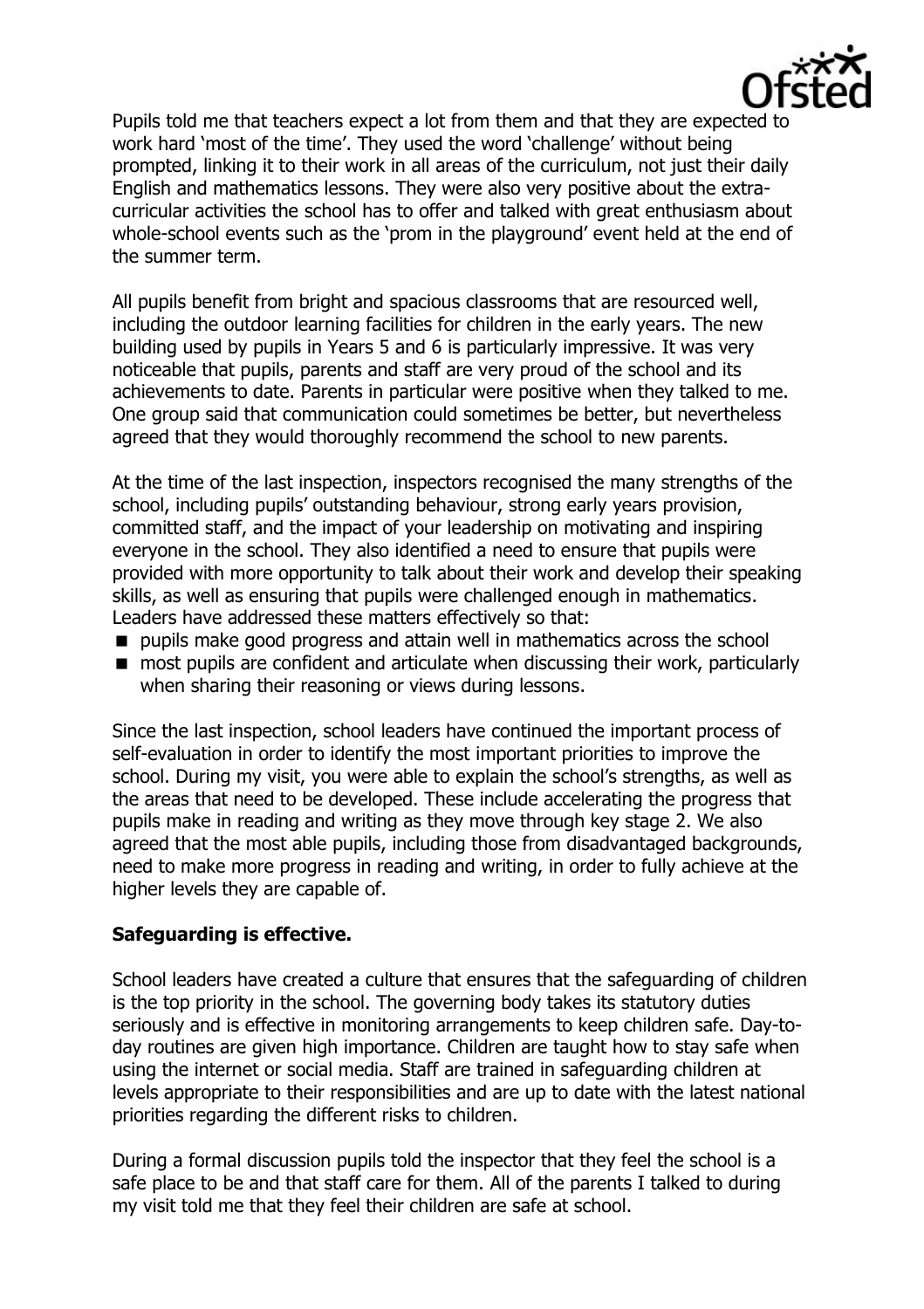Pupils told me that teachers expect a lot from them and that they are expected to work hard 'most of the time'. They used the word 'challenge' without being prompted, linking it to their work in all areas of the curriculum, not just their daily English and mathematics lessons. They were also very positive about the extra-curricular activities the school has to offer and talked with great enthusiasm about whole-school events such as the 'prom in the playground' event held at the end of the summer term.

All pupils benefit from bright and spacious classrooms that are resourced well, including the outdoor learning facilities for children in the early years. The new building used by pupils in Years 5 and 6 is particularly impressive. It was very noticeable that pupils, parents and staff are very proud of the school and its achievements to date. Parents in particular were positive when they talked to me. One group said that communication could sometimes be better, but nevertheless agreed that they would thoroughly recommend the school to new parents.

At the time of the last inspection, inspectors recognised the many strengths of the school, including pupils' outstanding behaviour, strong early years provision, committed staff, and the impact of your leadership on motivating and inspiring everyone in the school. They also identified a need to ensure that pupils were provided with more opportunity to talk about their work and develop their speaking skills, as well as ensuring that pupils were challenged enough in mathematics. Leaders have addressed these matters effectively so that:

- pupils make good progress and attain well in mathematics across the school
- most pupils are confident and articulate when discussing their work, particularly when sharing their reasoning or views during lessons.

Since the last inspection, school leaders have continued the important process of self-evaluation in order to identify the most important priorities to improve the school. During my visit, you were able to explain the school's strengths, as well as the areas that need to be developed. These include accelerating the progress that pupils make in reading and writing as they move through key stage 2. We also agreed that the most able pupils, including those from disadvantaged backgrounds, need to make more progress in reading and writing, in order to fully achieve at the higher levels they are capable of.

**Safeguarding is effective.**

School leaders have created a culture that ensures that the safeguarding of children is the top priority in the school. The governing body takes its statutory duties seriously and is effective in monitoring arrangements to keep children safe. Day-to-day routines are given high importance. Children are taught how to stay safe when using the internet or social media. Staff are trained in safeguarding children at levels appropriate to their responsibilities and are up to date with the latest national priorities regarding the different risks to children.

During a formal discussion pupils told the inspector that they feel the school is a safe place to be and that staff care for them. All of the parents I talked to during my visit told me that they feel their children are safe at school.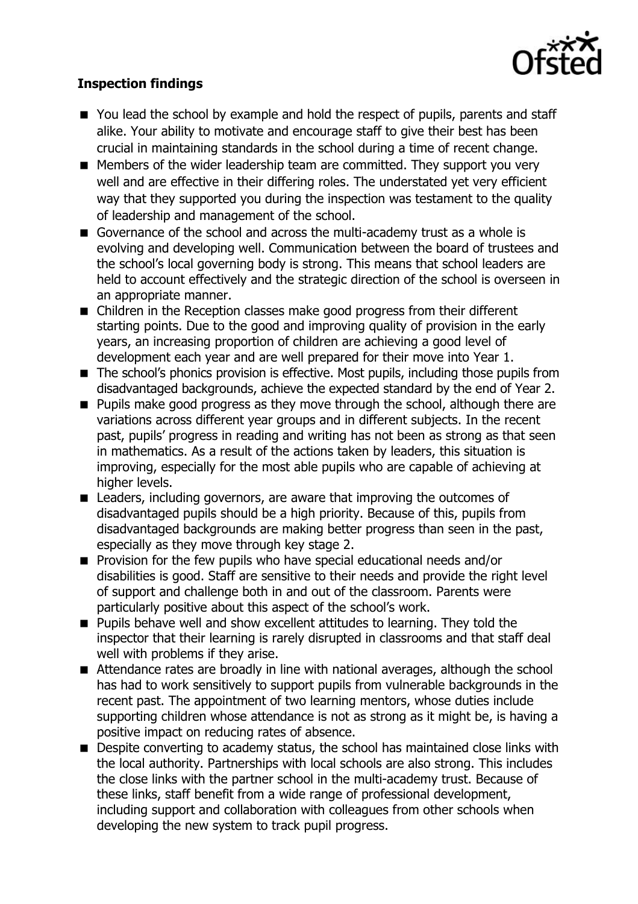**Inspection findings**

- You lead the school by example and hold the respect of pupils, parents and staff alike. Your ability to motivate and encourage staff to give their best has been crucial in maintaining standards in the school during a time of recent change.
- Members of the wider leadership team are committed. They support you very well and are effective in their differing roles. The understated yet very efficient way that they supported you during the inspection was testament to the quality of leadership and management of the school.
- Governance of the school and across the multi-academy trust as a whole is evolving and developing well. Communication between the board of trustees and the school's local governing body is strong. This means that school leaders are held to account effectively and the strategic direction of the school is overseen in an appropriate manner.
- Children in the Reception classes make good progress from their different starting points. Due to the good and improving quality of provision in the early years, an increasing proportion of children are achieving a good level of development each year and are well prepared for their move into Year 1.
- The school's phonics provision is effective. Most pupils, including those pupils from disadvantaged backgrounds, achieve the expected standard by the end of Year 2.
- Pupils make good progress as they move through the school, although there are variations across different year groups and in different subjects. In the recent past, pupils' progress in reading and writing has not been as strong as that seen in mathematics. As a result of the actions taken by leaders, this situation is improving, especially for the most able pupils who are capable of achieving at higher levels.
- Leaders, including governors, are aware that improving the outcomes of disadvantaged pupils should be a high priority. Because of this, pupils from disadvantaged backgrounds are making better progress than seen in the past, especially as they move through key stage 2.
- Provision for the few pupils who have special educational needs and/or disabilities is good. Staff are sensitive to their needs and provide the right level of support and challenge both in and out of the classroom. Parents were particularly positive about this aspect of the school's work.
- Pupils behave well and show excellent attitudes to learning. They told the inspector that their learning is rarely disrupted in classrooms and that staff deal well with problems if they arise.
- Attendance rates are broadly in line with national averages, although the school has had to work sensitively to support pupils from vulnerable backgrounds in the recent past. The appointment of two learning mentors, whose duties include supporting children whose attendance is not as strong as it might be, is having a positive impact on reducing rates of absence.
- Despite converting to academy status, the school has maintained close links with the local authority. Partnerships with local schools are also strong. This includes the close links with the partner school in the multi-academy trust. Because of these links, staff benefit from a wide range of professional development, including support and collaboration with colleagues from other schools when developing the new system to track pupil progress.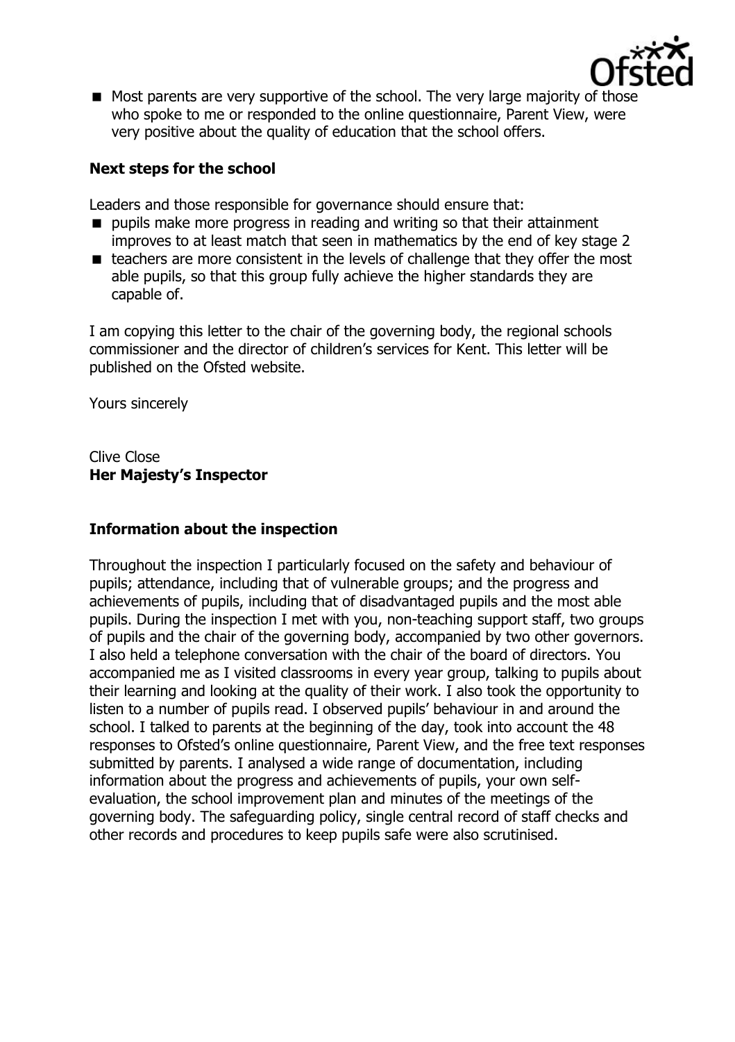- Most parents are very supportive of the school. The very large majority of those who spoke to me or responded to the online questionnaire, Parent View, were very positive about the quality of education that the school offers.

## Next steps for the school

Leaders and those responsible for governance should ensure that:

- pupils make more progress in reading and writing so that their attainment improves to at least match that seen in mathematics by the end of key stage 2
- teachers are more consistent in the levels of challenge that they offer the most able pupils, so that this group fully achieve the higher standards they are capable of.

I am copying this letter to the chair of the governing body, the regional schools commissioner and the director of children's services for Kent. This letter will be published on the Ofsted website.

Yours sincerely

Clive Close
**Her Majesty's Inspector**

## Information about the inspection

Throughout the inspection I particularly focused on the safety and behaviour of pupils; attendance, including that of vulnerable groups; and the progress and achievements of pupils, including that of disadvantaged pupils and the most able pupils. During the inspection I met with you, non-teaching support staff, two groups of pupils and the chair of the governing body, accompanied by two other governors. I also held a telephone conversation with the chair of the board of directors. You accompanied me as I visited classrooms in every year group, talking to pupils about their learning and looking at the quality of their work. I also took the opportunity to listen to a number of pupils read. I observed pupils' behaviour in and around the school. I talked to parents at the beginning of the day, took into account the 48 responses to Ofsted's online questionnaire, Parent View, and the free text responses submitted by parents. I analysed a wide range of documentation, including information about the progress and achievements of pupils, your own self-evaluation, the school improvement plan and minutes of the meetings of the governing body. The safeguarding policy, single central record of staff checks and other records and procedures to keep pupils safe were also scrutinised.